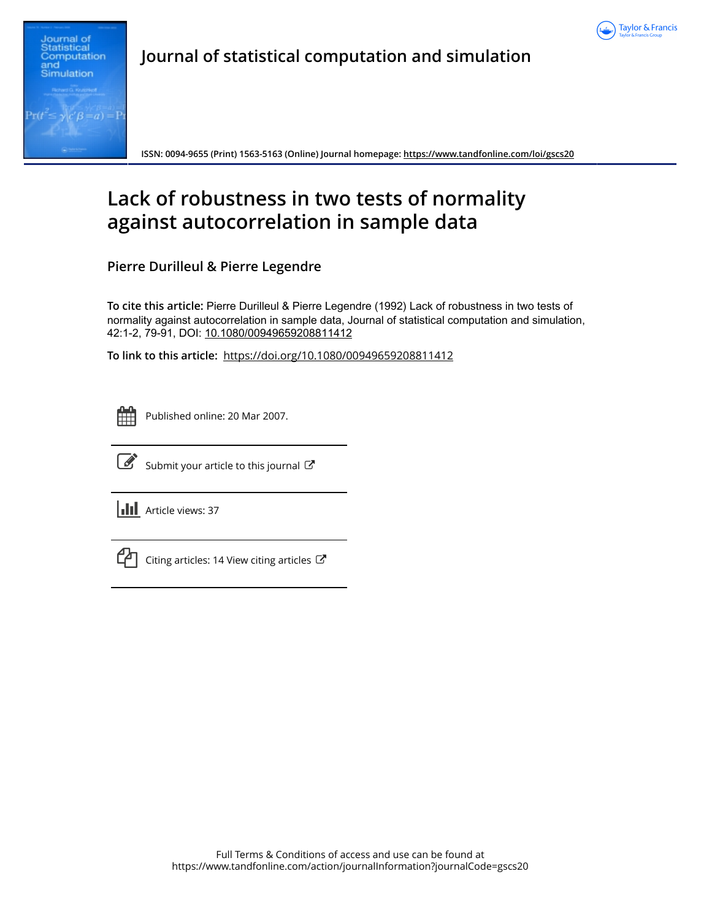# Journal of statistical computation and simulation

ISSN: 0094-9655 (Print) 1563-5163 (Online) Journal homepage: https://www.tandfonline.com/loi/gscs20

# Lack of robustness in two tests of normality against autocorrelation in sample data

**Pierre Durilleul & Pierre Legendre**

**To cite this article:** Pierre Durilleul & Pierre Legendre (1992) Lack of robustness in two tests of normality against autocorrelation in sample data, Journal of statistical computation and simulation, 42:1-2, 79-91, DOI: 10.1080/00949659208811412

**To link to this article:** https://doi.org/10.1080/00949659208811412

Published online: 20 Mar 2007.

Submit your article to this journal

Article views: 37

Citing articles: 14 View citing articles

Full Terms & Conditions of access and use can be found at https://www.tandfonline.com/action/journalInformation?journalCode=gscs20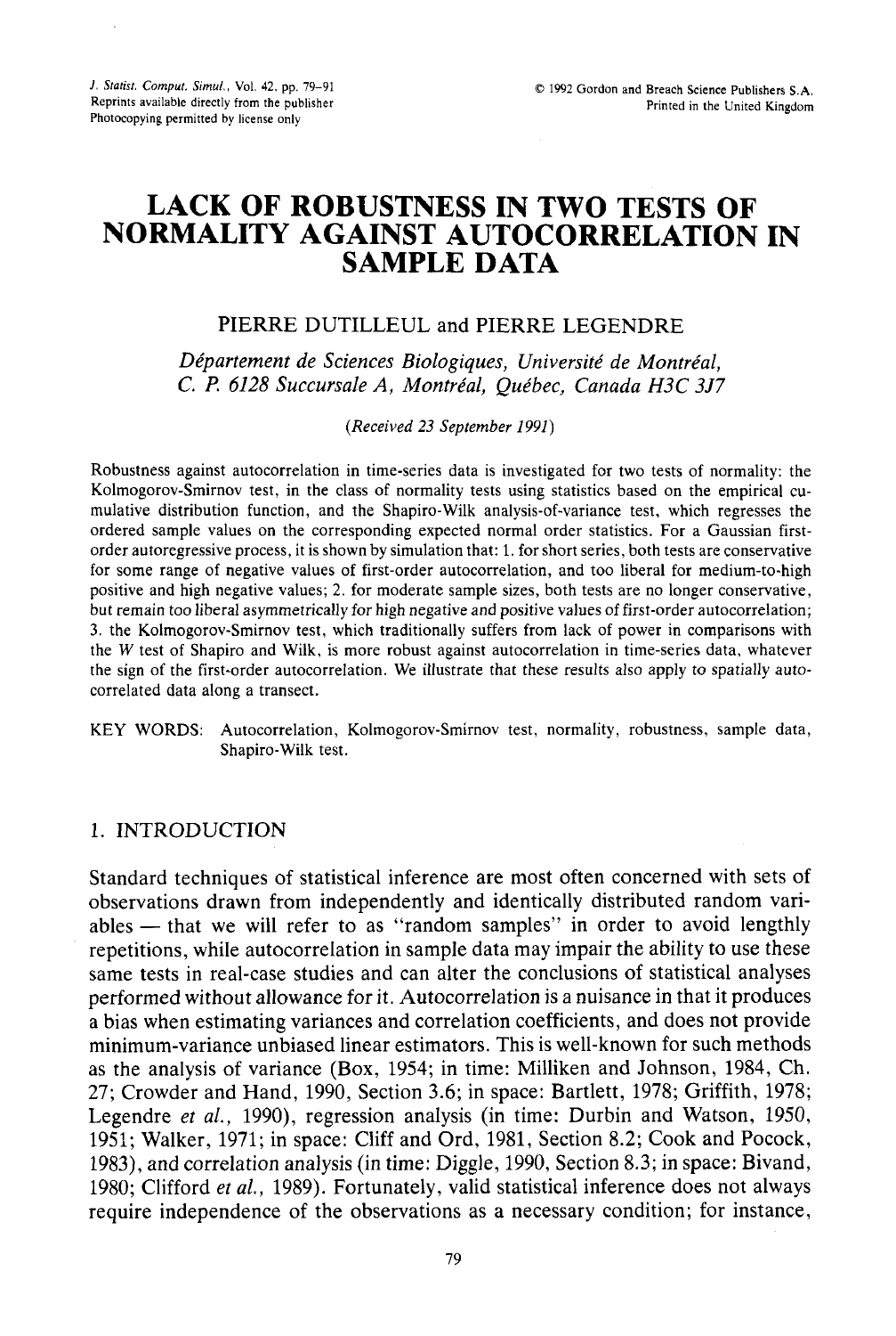# LACK OF ROBUSTNESS IN TWO TESTS OF NORMALITY AGAINST AUTOCORRELATION IN SAMPLE DATA

PIERRE DUTILLEUL and PIERRE LEGENDRE

*Département de Sciences Biologiques, Université de Montréal, C. P. 6128 Succursale A, Montréal, Québec, Canada H3C 3J7*

*(Received 23 September 1991)*

Robustness against autocorrelation in time-series data is investigated for two tests of normality: the Kolmogorov-Smirnov test, in the class of normality tests using statistics based on the empirical cumulative distribution function, and the Shapiro-Wilk analysis-of-variance test, which regresses the ordered sample values on the corresponding expected normal order statistics. For a Gaussian first-order autoregressive process, it is shown by simulation that: 1. for short series, both tests are conservative for some range of negative values of first-order autocorrelation, and too liberal for medium-to-high positive and high negative values; 2. for moderate sample sizes, both tests are no longer conservative, but remain too liberal asymmetrically for high negative and positive values of first-order autocorrelation; 3. the Kolmogorov-Smirnov test, which traditionally suffers from lack of power in comparisons with the $W$ test of Shapiro and Wilk, is more robust against autocorrelation in time-series data, whatever the sign of the first-order autocorrelation. We illustrate that these results also apply to spatially autocorrelated data along a transect.

KEY WORDS: Autocorrelation, Kolmogorov-Smirnov test, normality, robustness, sample data, Shapiro-Wilk test.

## 1. INTRODUCTION

Standard techniques of statistical inference are most often concerned with sets of observations drawn from independently and identically distributed random variables — that we will refer to as "random samples" in order to avoid lengthly repetitions, while autocorrelation in sample data may impair the ability to use these same tests in real-case studies and can alter the conclusions of statistical analyses performed without allowance for it. Autocorrelation is a nuisance in that it produces a bias when estimating variances and correlation coefficients, and does not provide minimum-variance unbiased linear estimators. This is well-known for such methods as the analysis of variance (Box, 1954; in time: Milliken and Johnson, 1984, Ch. 27; Crowder and Hand, 1990, Section 3.6; in space: Bartlett, 1978; Griffith, 1978; Legendre *et al.*, 1990), regression analysis (in time: Durbin and Watson, 1950, 1951; Walker, 1971; in space: Cliff and Ord, 1981, Section 8.2; Cook and Pocock, 1983), and correlation analysis (in time: Diggle, 1990, Section 8.3; in space: Bivand, 1980; Clifford *et al.*, 1989). Fortunately, valid statistical inference does not always require independence of the observations as a necessary condition; for instance,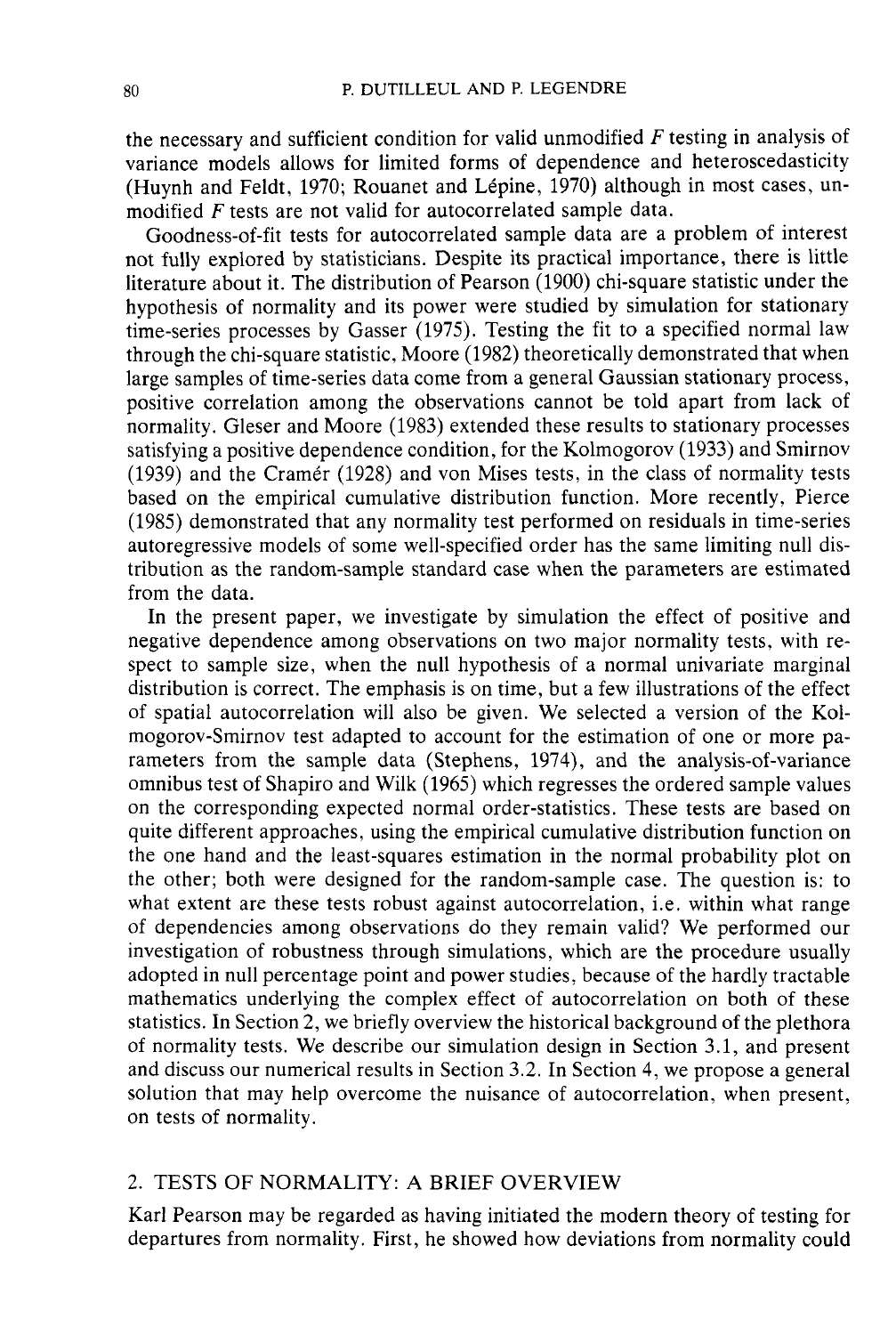the necessary and sufficient condition for valid unmodified $F$ testing in analysis of variance models allows for limited forms of dependence and heteroscedasticity (Huynh and Feldt, 1970; Rouanet and Lépine, 1970) although in most cases, unmodified $F$ tests are not valid for autocorrelated sample data.

Goodness-of-fit tests for autocorrelated sample data are a problem of interest not fully explored by statisticians. Despite its practical importance, there is little literature about it. The distribution of Pearson (1900) chi-square statistic under the hypothesis of normality and its power were studied by simulation for stationary time-series processes by Gasser (1975). Testing the fit to a specified normal law through the chi-square statistic, Moore (1982) theoretically demonstrated that when large samples of time-series data come from a general Gaussian stationary process, positive correlation among the observations cannot be told apart from lack of normality. Gleser and Moore (1983) extended these results to stationary processes satisfying a positive dependence condition, for the Kolmogorov (1933) and Smirnov (1939) and the Cramér (1928) and von Mises tests, in the class of normality tests based on the empirical cumulative distribution function. More recently, Pierce (1985) demonstrated that any normality test performed on residuals in time-series autoregressive models of some well-specified order has the same limiting null distribution as the random-sample standard case when the parameters are estimated from the data.

In the present paper, we investigate by simulation the effect of positive and negative dependence among observations on two major normality tests, with respect to sample size, when the null hypothesis of a normal univariate marginal distribution is correct. The emphasis is on time, but a few illustrations of the effect of spatial autocorrelation will also be given. We selected a version of the Kolmogorov-Smirnov test adapted to account for the estimation of one or more parameters from the sample data (Stephens, 1974), and the analysis-of-variance omnibus test of Shapiro and Wilk (1965) which regresses the ordered sample values on the corresponding expected normal order-statistics. These tests are based on quite different approaches, using the empirical cumulative distribution function on the one hand and the least-squares estimation in the normal probability plot on the other; both were designed for the random-sample case. The question is: to what extent are these tests robust against autocorrelation, i.e. within what range of dependencies among observations do they remain valid? We performed our investigation of robustness through simulations, which are the procedure usually adopted in null percentage point and power studies, because of the hardly tractable mathematics underlying the complex effect of autocorrelation on both of these statistics. In Section 2, we briefly overview the historical background of the plethora of normality tests. We describe our simulation design in Section 3.1, and present and discuss our numerical results in Section 3.2. In Section 4, we propose a general solution that may help overcome the nuisance of autocorrelation, when present, on tests of normality.

## 2. TESTS OF NORMALITY: A BRIEF OVERVIEW

Karl Pearson may be regarded as having initiated the modern theory of testing for departures from normality. First, he showed how deviations from normality could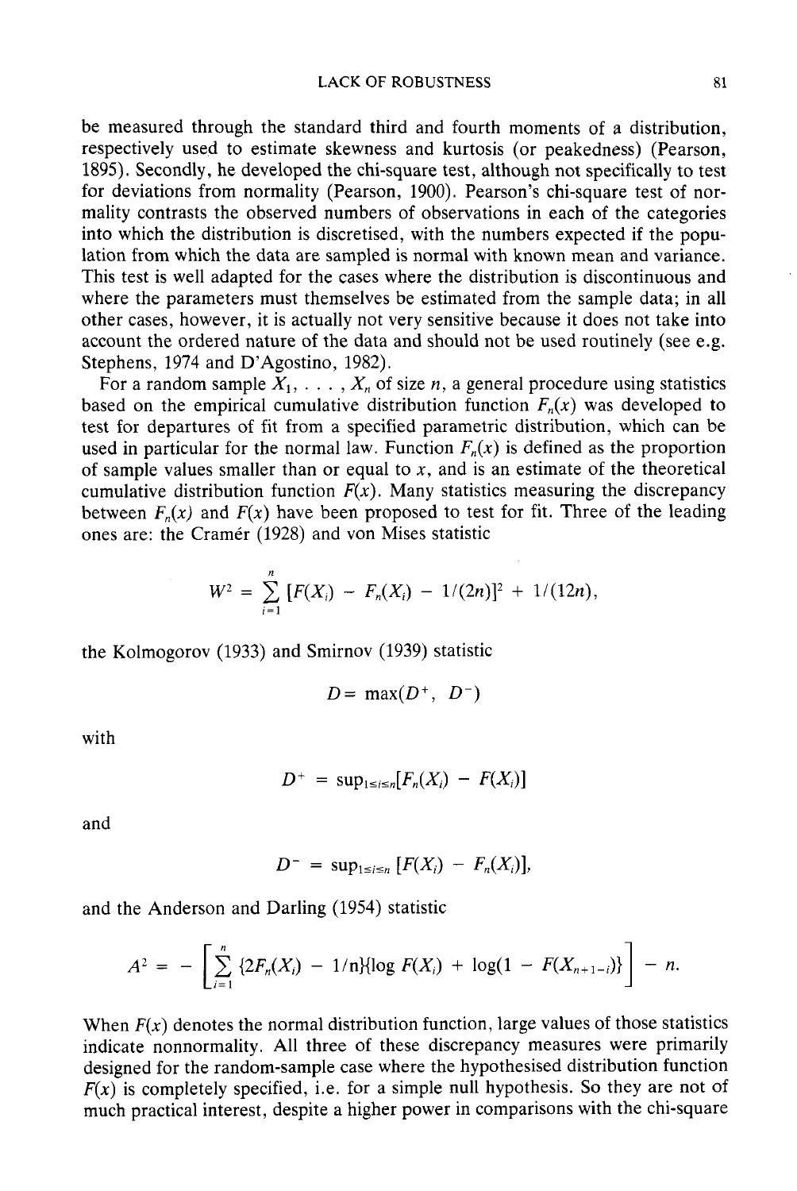be measured through the standard third and fourth moments of a distribution, respectively used to estimate skewness and kurtosis (or peakedness) (Pearson, 1895). Secondly, he developed the chi-square test, although not specifically to test for deviations from normality (Pearson, 1900). Pearson's chi-square test of normality contrasts the observed numbers of observations in each of the categories into which the distribution is discretised, with the numbers expected if the population from which the data are sampled is normal with known mean and variance. This test is well adapted for the cases where the distribution is discontinuous and where the parameters must themselves be estimated from the sample data; in all other cases, however, it is actually not very sensitive because it does not take into account the ordered nature of the data and should not be used routinely (see e.g. Stephens, 1974 and D'Agostino, 1982).

For a random sample $X_1, \ldots, X_n$ of size $n$, a general procedure using statistics based on the empirical cumulative distribution function $F_n(x)$ was developed to test for departures of fit from a specified parametric distribution, which can be used in particular for the normal law. Function $F_n(x)$ is defined as the proportion of sample values smaller than or equal to $x$, and is an estimate of the theoretical cumulative distribution function $F(x)$. Many statistics measuring the discrepancy between $F_n(x)$ and $F(x)$ have been proposed to test for fit. Three of the leading ones are: the Cramér (1928) and von Mises statistic

$$W^2 = \sum_{i=1}^{n} [F(X_i) - F_n(X_i) - 1/(2n)]^2 + 1/(12n),$$

the Kolmogorov (1933) and Smirnov (1939) statistic

$$D = \max(D^+, D^-)$$

with

$$D^+ = \sup_{1 \le i \le n}[F_n(X_i) - F(X_i)]$$

and

$$D^- = \sup_{1 \le i \le n}[F(X_i) - F_n(X_i)],$$

and the Anderson and Darling (1954) statistic

$$A^2 = -\left[\sum_{i=1}^{n} \{2F_n(X_i) - 1/n\}\{\log F(X_i) + \log(1 - F(X_{n+1-i})\}\right] - n.$$

When $F(x)$ denotes the normal distribution function, large values of those statistics indicate nonnormality. All three of these discrepancy measures were primarily designed for the random-sample case where the hypothesised distribution function $F(x)$ is completely specified, i.e. for a simple null hypothesis. So they are not of much practical interest, despite a higher power in comparisons with the chi-square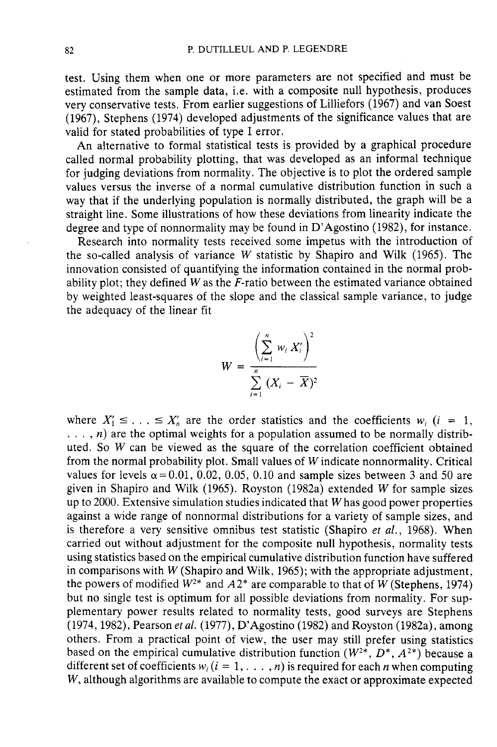test. Using them when one or more parameters are not specified and must be estimated from the sample data, i.e. with a composite null hypothesis, produces very conservative tests. From earlier suggestions of Lilliefors (1967) and van Soest (1967), Stephens (1974) developed adjustments of the significance values that are valid for stated probabilities of type I error.

An alternative to formal statistical tests is provided by a graphical procedure called normal probability plotting, that was developed as an informal technique for judging deviations from normality. The objective is to plot the ordered sample values versus the inverse of a normal cumulative distribution function in such a way that if the underlying population is normally distributed, the graph will be a straight line. Some illustrations of how these deviations from linearity indicate the degree and type of nonnormality may be found in D'Agostino (1982), for instance.

Research into normality tests received some impetus with the introduction of the so-called analysis of variance $W$ statistic by Shapiro and Wilk (1965). The innovation consisted of quantifying the information contained in the normal probability plot; they defined $W$ as the $F$-ratio between the estimated variance obtained by weighted least-squares of the slope and the classical sample variance, to judge the adequacy of the linear fit

$$W = \frac{\left( \sum_{i=1}^{n} w_i X_i' \right)^2}{\sum_{i=1}^{n} (X_i - \overline{X})^2}$$

where $X_1' \leq \ldots \leq X_n'$ are the order statistics and the coefficients $w_i$ $(i = 1, \ldots, n)$ are the optimal weights for a population assumed to be normally distributed. So $W$ can be viewed as the square of the correlation coefficient obtained from the normal probability plot. Small values of $W$ indicate nonnormality. Critical values for levels $\alpha = 0.01$, $0.02$, $0.05$, $0.10$ and sample sizes between 3 and 50 are given in Shapiro and Wilk (1965). Royston (1982a) extended $W$ for sample sizes up to 2000. Extensive simulation studies indicated that $W$ has good power properties against a wide range of nonnormal distributions for a variety of sample sizes, and is therefore a very sensitive omnibus test statistic (Shapiro *et al.*, 1968). When carried out without adjustment for the composite null hypothesis, normality tests using statistics based on the empirical cumulative distribution function have suffered in comparisons with $W$ (Shapiro and Wilk, 1965); with the appropriate adjustment, the powers of modified $W^{2*}$ and $A2^*$ are comparable to that of $W$ (Stephens, 1974) but no single test is optimum for all possible deviations from normality. For supplementary power results related to normality tests, good surveys are Stephens (1974, 1982), Pearson *et al.* (1977), D'Agostino (1982) and Royston (1982a), among others. From a practical point of view, the user may still prefer using statistics based on the empirical cumulative distribution function ($W^{2*}$, $D^*$, $A^{2*}$) because a different set of coefficients $w_i$ $(i = 1, \ldots, n)$ is required for each $n$ when computing $W$, although algorithms are available to compute the exact or approximate expected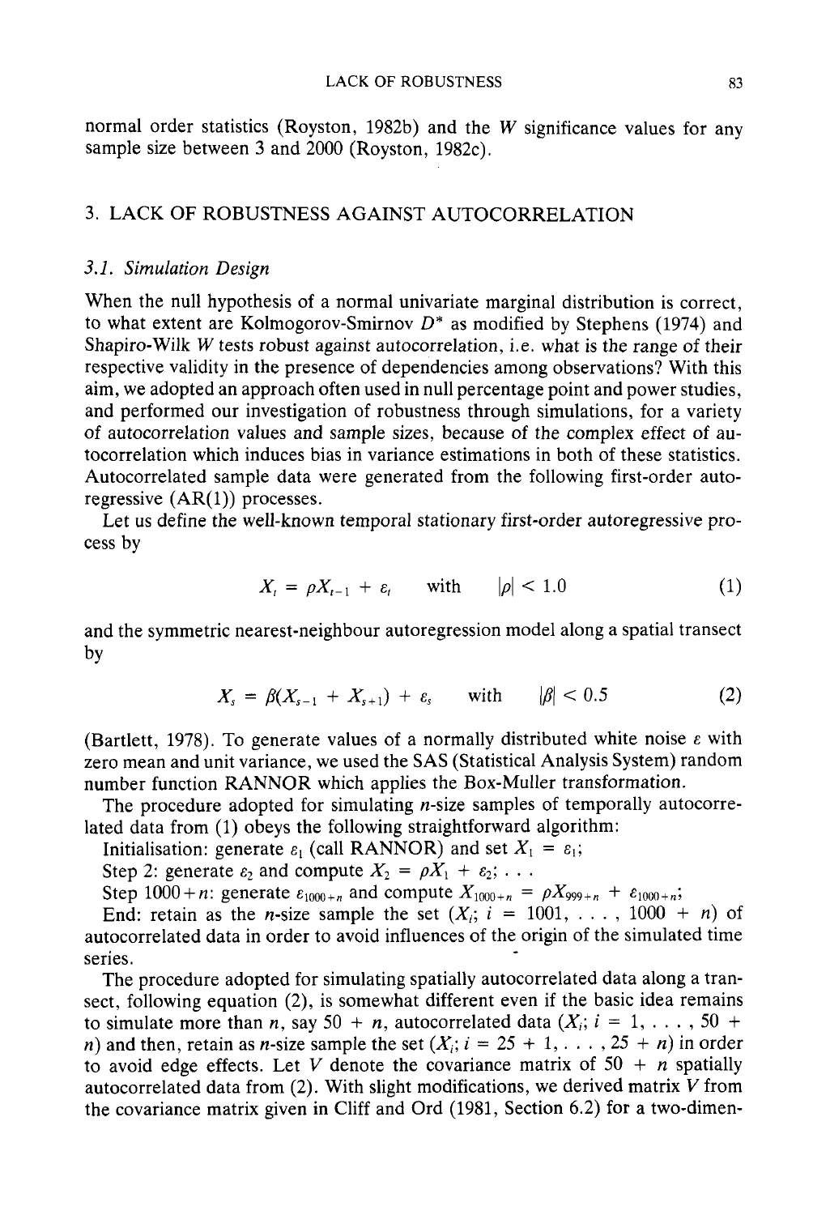normal order statistics (Royston, 1982b) and the $W$ significance values for any sample size between 3 and 2000 (Royston, 1982c).

## 3. LACK OF ROBUSTNESS AGAINST AUTOCORRELATION

### 3.1. Simulation Design

When the null hypothesis of a normal univariate marginal distribution is correct, to what extent are Kolmogorov-Smirnov $D^*$ as modified by Stephens (1974) and Shapiro-Wilk $W$ tests robust against autocorrelation, i.e. what is the range of their respective validity in the presence of dependencies among observations? With this aim, we adopted an approach often used in null percentage point and power studies, and performed our investigation of robustness through simulations, for a variety of autocorrelation values and sample sizes, because of the complex effect of autocorrelation which induces bias in variance estimations in both of these statistics. Autocorrelated sample data were generated from the following first-order autoregressive (AR(1)) processes.

Let us define the well-known temporal stationary first-order autoregressive process by

$$X_t = \rho X_{t-1} + \varepsilon_t \quad \text{with} \quad |\rho| < 1.0 \tag{1}$$

and the symmetric nearest-neighbour autoregression model along a spatial transect by

$$X_s = \beta(X_{s-1} + X_{s+1}) + \varepsilon_s \quad \text{with} \quad |\beta| < 0.5 \tag{2}$$

(Bartlett, 1978). To generate values of a normally distributed white noise $\varepsilon$ with zero mean and unit variance, we used the SAS (Statistical Analysis System) random number function RANNOR which applies the Box-Muller transformation.

The procedure adopted for simulating $n$-size samples of temporally autocorrelated data from (1) obeys the following straightforward algorithm:

Initialisation: generate $\varepsilon_1$ (call RANNOR) and set $X_1 = \varepsilon_1$;

Step 2: generate $\varepsilon_2$ and compute $X_2 = \rho X_1 + \varepsilon_2$; . . .

Step 1000+$n$: generate $\varepsilon_{1000+n}$ and compute $X_{1000+n} = \rho X_{999+n} + \varepsilon_{1000+n}$;

End: retain as the $n$-size sample the set ($X_i$; $i = 1001, \ldots, 1000 + n$) of autocorrelated data in order to avoid influences of the origin of the simulated time series.

The procedure adopted for simulating spatially autocorrelated data along a transect, following equation (2), is somewhat different even if the basic idea remains to simulate more than $n$, say $50 + n$, autocorrelated data ($X_i$; $i = 1, \ldots, 50 + n$) and then, retain as $n$-size sample the set ($X_i$; $i = 25 + 1, \ldots, 25 + n$) in order to avoid edge effects. Let $V$ denote the covariance matrix of $50 + n$ spatially autocorrelated data from (2). With slight modifications, we derived matrix $V$ from the covariance matrix given in Cliff and Ord (1981, Section 6.2) for a two-dimen-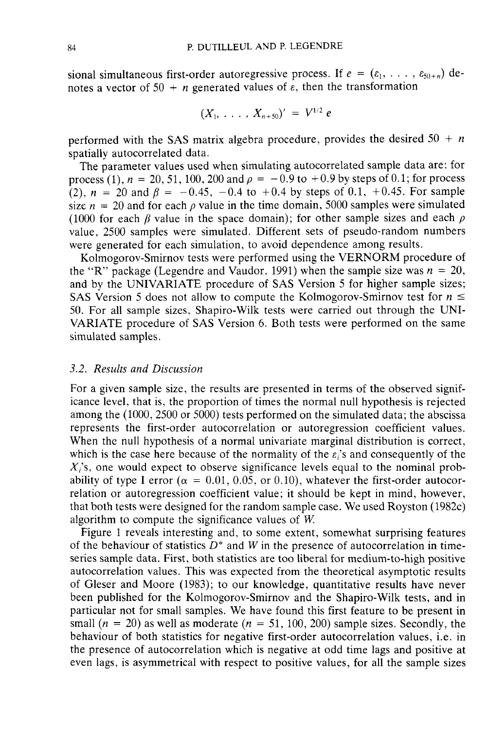sional simultaneous first-order autoregressive process. If $e = (\varepsilon_1, \ldots, \varepsilon_{50+n})$ denotes a vector of $50 + n$ generated values of $\varepsilon$, then the transformation

$$(X_1, \ldots, X_{n+50})' = V^{1/2} e$$

performed with the SAS matrix algebra procedure, provides the desired $50 + n$ spatially autocorrelated data.

The parameter values used when simulating autocorrelated sample data are: for process (1), $n = 20, 51, 100, 200$ and $\rho = -0.9$ to $+0.9$ by steps of 0.1; for process (2), $n = 20$ and $\beta = -0.45, -0.4$ to $+0.4$ by steps of 0.1, $+0.45$. For sample size $n = 20$ and for each $\rho$ value in the time domain, 5000 samples were simulated (1000 for each $\beta$ value in the space domain); for other sample sizes and each $\rho$ value, 2500 samples were simulated. Different sets of pseudo-random numbers were generated for each simulation, to avoid dependence among results.

Kolmogorov-Smirnov tests were performed using the VERNORM procedure of the "R" package (Legendre and Vaudor, 1991) when the sample size was $n = 20$, and by the UNIVARIATE procedure of SAS Version 5 for higher sample sizes; SAS Version 5 does not allow to compute the Kolmogorov-Smirnov test for $n \leq 50$. For all sample sizes, Shapiro-Wilk tests were carried out through the UNIVARIATE procedure of SAS Version 6. Both tests were performed on the same simulated samples.

### *3.2. Results and Discussion*

For a given sample size, the results are presented in terms of the observed significance level, that is, the proportion of times the normal null hypothesis is rejected among the (1000, 2500 or 5000) tests performed on the simulated data; the abscissa represents the first-order autocorrelation or autoregression coefficient values. When the null hypothesis of a normal univariate marginal distribution is correct, which is the case here because of the normality of the $\varepsilon_i$'s and consequently of the $X_i$'s, one would expect to observe significance levels equal to the nominal probability of type I error ($\alpha = 0.01, 0.05$, or $0.10$), whatever the first-order autocorrelation or autoregression coefficient value; it should be kept in mind, however, that both tests were designed for the random sample case. We used Royston (1982c) algorithm to compute the significance values of $W$.

Figure 1 reveals interesting and, to some extent, somewhat surprising features of the behaviour of statistics $D^*$ and $W$ in the presence of autocorrelation in time-series sample data. First, both statistics are too liberal for medium-to-high positive autocorrelation values. This was expected from the theoretical asymptotic results of Gleser and Moore (1983); to our knowledge, quantitative results have never been published for the Kolmogorov-Smirnov and the Shapiro-Wilk tests, and in particular not for small samples. We have found this first feature to be present in small ($n = 20$) as well as moderate ($n = 51, 100, 200$) sample sizes. Secondly, the behaviour of both statistics for negative first-order autocorrelation values, i.e. in the presence of autocorrelation which is negative at odd time lags and positive at even lags, is asymmetrical with respect to positive values, for all the sample sizes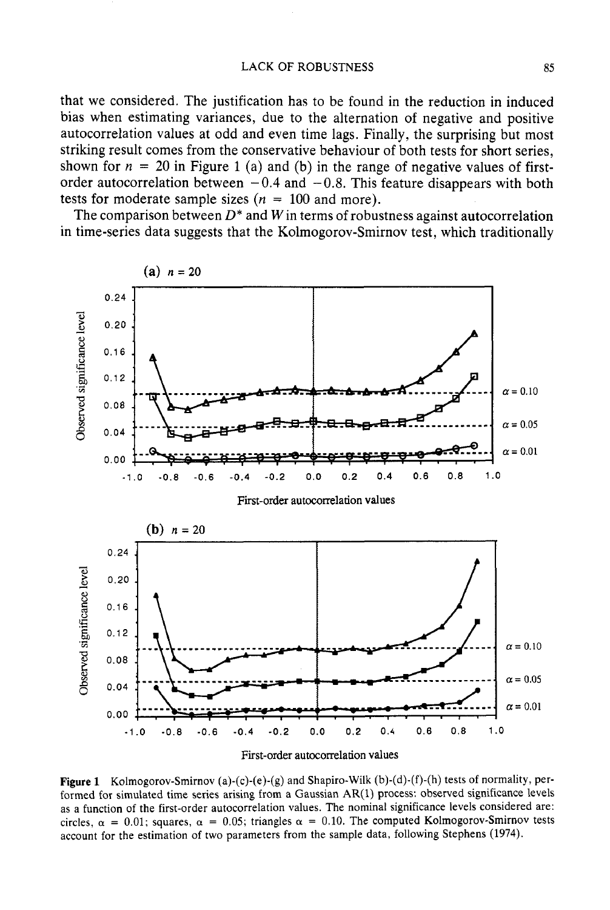that we considered. The justification has to be found in the reduction in induced bias when estimating variances, due to the alternation of negative and positive autocorrelation values at odd and even time lags. Finally, the surprising but most striking result comes from the conservative behaviour of both tests for short series, shown for $n = 20$ in Figure 1 (a) and (b) in the range of negative values of first-order autocorrelation between $-0.4$ and $-0.8$. This feature disappears with both tests for moderate sample sizes ($n = 100$ and more).

The comparison between $D^*$ and $W$ in terms of robustness against autocorrelation in time-series data suggests that the Kolmogorov-Smirnov test, which traditionally

(a) $n = 20$

(b) $n = 20$

**Figure 1** Kolmogorov-Smirnov (a)-(c)-(e)-(g) and Shapiro-Wilk (b)-(d)-(f)-(h) tests of normality, performed for simulated time series arising from a Gaussian AR(1) process: observed significance levels as a function of the first-order autocorrelation values. The nominal significance levels considered are: circles, $\alpha = 0.01$; squares, $\alpha = 0.05$; triangles $\alpha = 0.10$. The computed Kolmogorov-Smirnov tests account for the estimation of two parameters from the sample data, following Stephens (1974).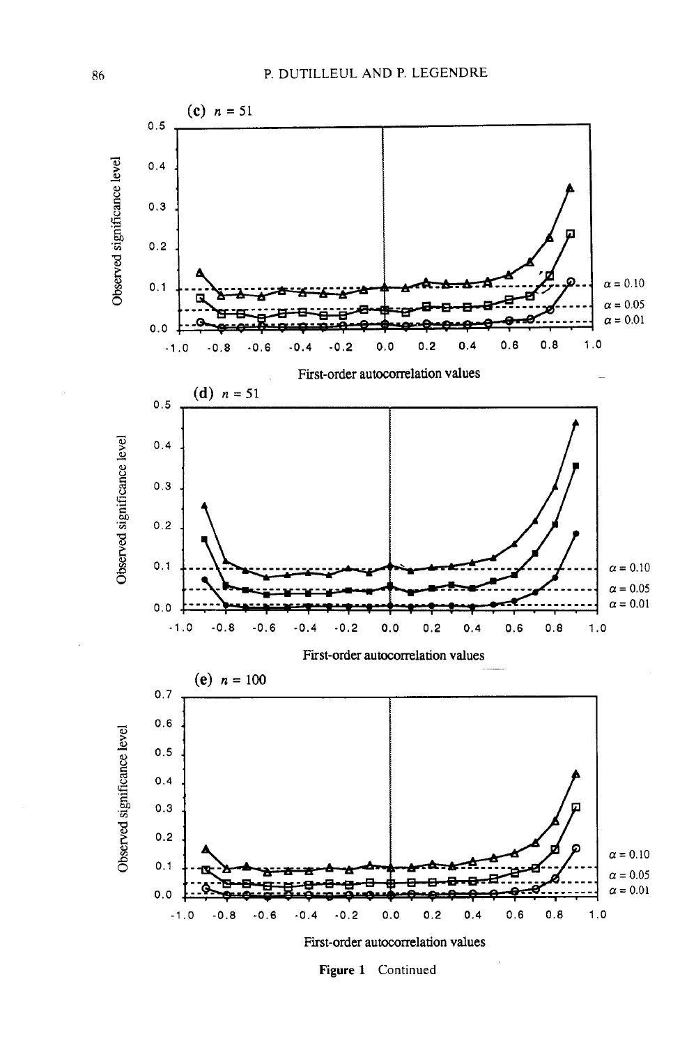(c) $n = 51$

Observed significance level

First-order autocorrelation values

$\alpha = 0.10$

$\alpha = 0.05$

$\alpha = 0.01$

(d) $n = 51$

Observed significance level

First-order autocorrelation values

$\alpha = 0.10$

$\alpha = 0.05$

$\alpha = 0.01$

(e) $n = 100$

Observed significance level

First-order autocorrelation values

$\alpha = 0.10$

$\alpha = 0.05$

$\alpha = 0.01$

**Figure 1** Continued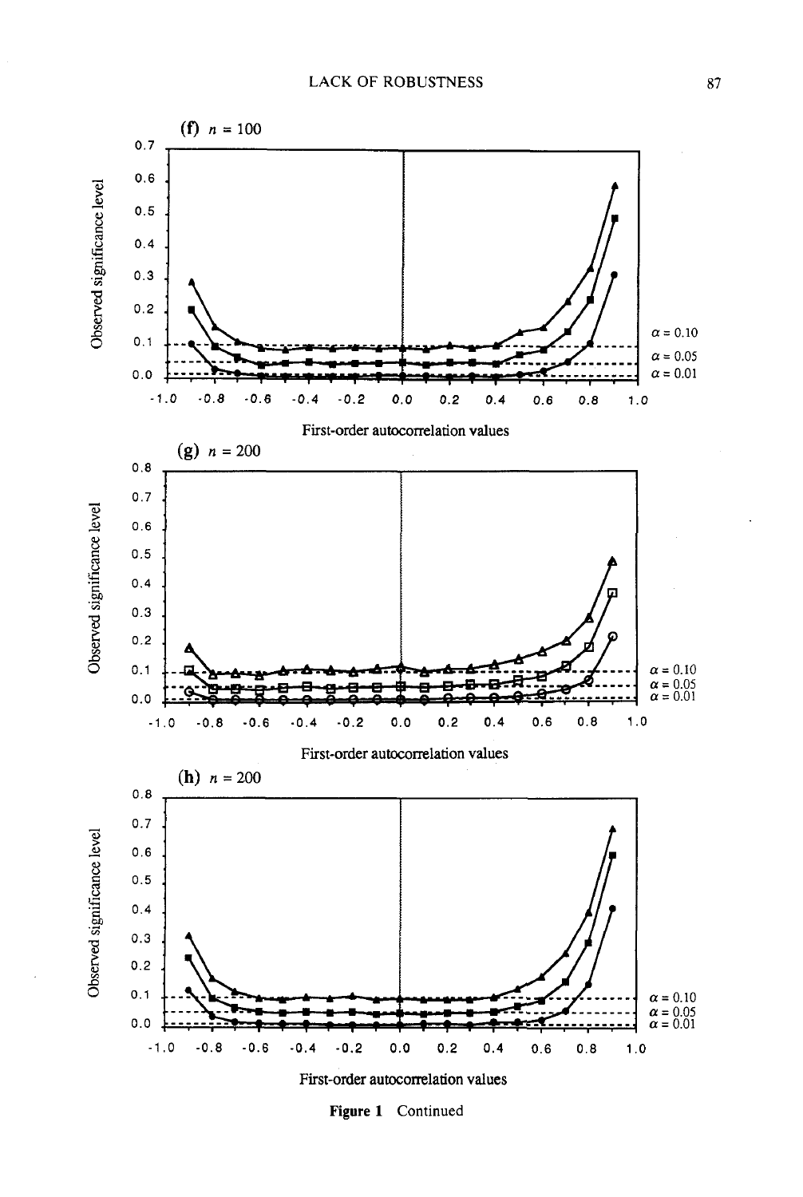(f) $n = 100$

Observed significance level

$\alpha = 0.10$

$\alpha = 0.05$

$\alpha = 0.01$

First-order autocorrelation values

(g) $n = 200$

Observed significance level

$\alpha = 0.10$

$\alpha = 0.05$

$\alpha = 0.01$

First-order autocorrelation values

(h) $n = 200$

Observed significance level

$\alpha = 0.10$

$\alpha = 0.05$

$\alpha = 0.01$

First-order autocorrelation values

**Figure 1** Continued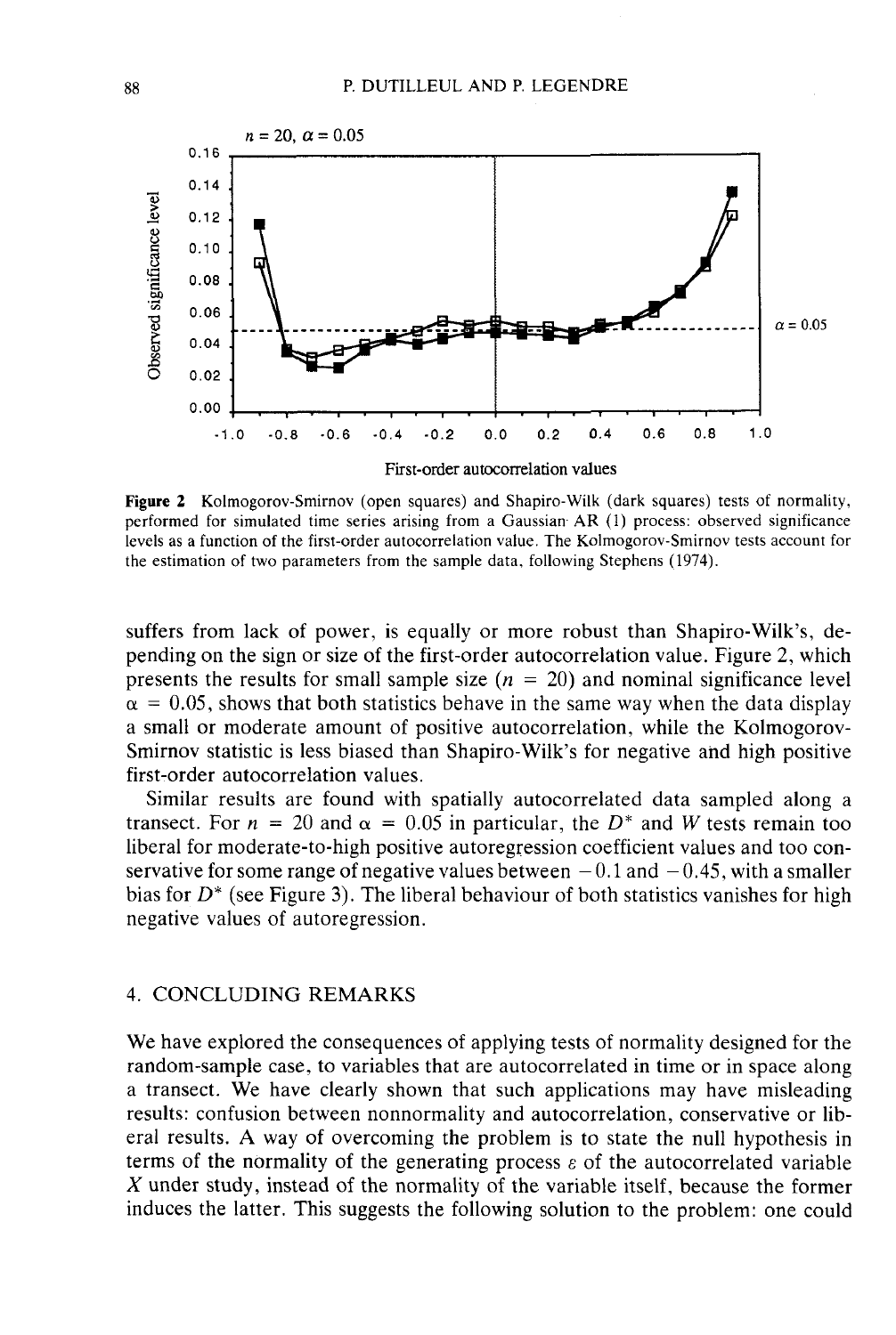Figure 2 Kolmogorov-Smirnov (open squares) and Shapiro-Wilk (dark squares) tests of normality, performed for simulated time series arising from a Gaussian AR (1) process: observed significance levels as a function of the first-order autocorrelation value. The Kolmogorov-Smirnov tests account for the estimation of two parameters from the sample data, following Stephens (1974).

suffers from lack of power, is equally or more robust than Shapiro-Wilk's, depending on the sign or size of the first-order autocorrelation value. Figure 2, which presents the results for small sample size ($n = 20$) and nominal significance level $\alpha = 0.05$, shows that both statistics behave in the same way when the data display a small or moderate amount of positive autocorrelation, while the Kolmogorov-Smirnov statistic is less biased than Shapiro-Wilk's for negative and high positive first-order autocorrelation values.

Similar results are found with spatially autocorrelated data sampled along a transect. For $n = 20$ and $\alpha = 0.05$ in particular, the $D^*$ and $W$ tests remain too liberal for moderate-to-high positive autoregression coefficient values and too conservative for some range of negative values between $-0.1$ and $-0.45$, with a smaller bias for $D^*$ (see Figure 3). The liberal behaviour of both statistics vanishes for high negative values of autoregression.

## 4. CONCLUDING REMARKS

We have explored the consequences of applying tests of normality designed for the random-sample case, to variables that are autocorrelated in time or in space along a transect. We have clearly shown that such applications may have misleading results: confusion between nonnormality and autocorrelation, conservative or liberal results. A way of overcoming the problem is to state the null hypothesis in terms of the normality of the generating process $\varepsilon$ of the autocorrelated variable $X$ under study, instead of the normality of the variable itself, because the former induces the latter. This suggests the following solution to the problem: one could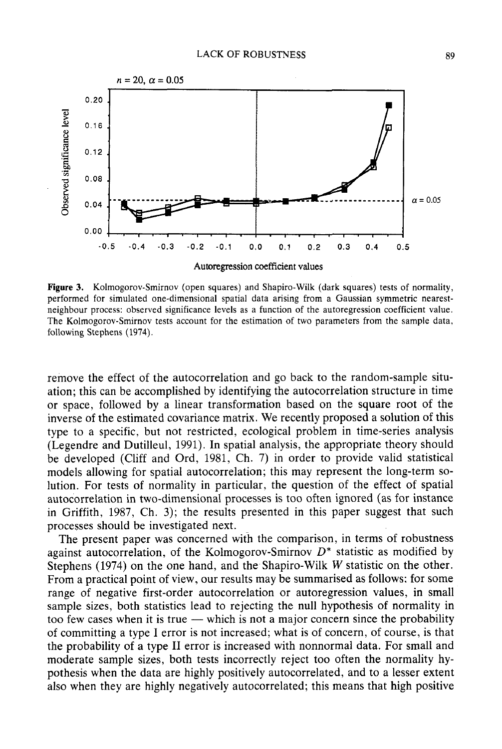**Figure 3.** Kolmogorov-Smirnov (open squares) and Shapiro-Wilk (dark squares) tests of normality, performed for simulated one-dimensional spatial data arising from a Gaussian symmetric nearest-neighbour process: observed significance levels as a function of the autoregression coefficient value. The Kolmogorov-Smirnov tests account for the estimation of two parameters from the sample data, following Stephens (1974).

remove the effect of the autocorrelation and go back to the random-sample situation; this can be accomplished by identifying the autocorrelation structure in time or space, followed by a linear transformation based on the square root of the inverse of the estimated covariance matrix. We recently proposed a solution of this type to a specific, but not restricted, ecological problem in time-series analysis (Legendre and Dutilleul, 1991). In spatial analysis, the appropriate theory should be developed (Cliff and Ord, 1981, Ch. 7) in order to provide valid statistical models allowing for spatial autocorrelation; this may represent the long-term solution. For tests of normality in particular, the question of the effect of spatial autocorrelation in two-dimensional processes is too often ignored (as for instance in Griffith, 1987, Ch. 3); the results presented in this paper suggest that such processes should be investigated next.

The present paper was concerned with the comparison, in terms of robustness against autocorrelation, of the Kolmogorov-Smirnov $D^*$ statistic as modified by Stephens (1974) on the one hand, and the Shapiro-Wilk $W$ statistic on the other. From a practical point of view, our results may be summarised as follows: for some range of negative first-order autocorrelation or autoregression values, in small sample sizes, both statistics lead to rejecting the null hypothesis of normality in too few cases when it is true — which is not a major concern since the probability of committing a type I error is not increased; what is of concern, of course, is that the probability of a type II error is increased with nonnormal data. For small and moderate sample sizes, both tests incorrectly reject too often the normality hypothesis when the data are highly positively autocorrelated, and to a lesser extent also when they are highly negatively autocorrelated; this means that high positive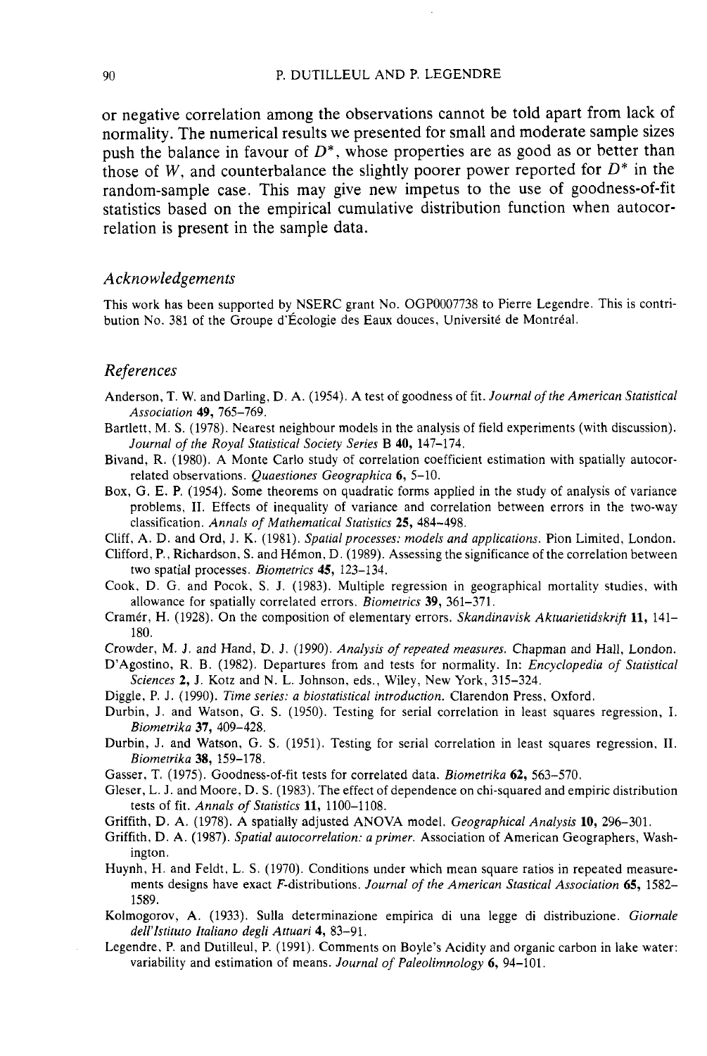or negative correlation among the observations cannot be told apart from lack of normality. The numerical results we presented for small and moderate sample sizes push the balance in favour of $D^*$, whose properties are as good as or better than those of $W$, and counterbalance the slightly poorer power reported for $D^*$ in the random-sample case. This may give new impetus to the use of goodness-of-fit statistics based on the empirical cumulative distribution function when autocorrelation is present in the sample data.

## *Acknowledgements*

This work has been supported by NSERC grant No. OGP0007738 to Pierre Legendre. This is contribution No. 381 of the Groupe d'Écologie des Eaux douces, Université de Montréal.

## *References*

Anderson, T. W. and Darling, D. A. (1954). A test of goodness of fit. *Journal of the American Statistical Association* **49,** 765–769.

Bartlett, M. S. (1978). Nearest neighbour models in the analysis of field experiments (with discussion). *Journal of the Royal Statistical Society Series* B **40,** 147–174.

Bivand, R. (1980). A Monte Carlo study of correlation coefficient estimation with spatially autocorrelated observations. *Quaestiones Geographica* **6,** 5–10.

Box, G. E. P. (1954). Some theorems on quadratic forms applied in the study of analysis of variance problems, II. Effects of inequality of variance and correlation between errors in the two-way classification. *Annals of Mathematical Statistics* **25,** 484–498.

Cliff, A. D. and Ord, J. K. (1981). *Spatial processes: models and applications.* Pion Limited, London.

Clifford, P., Richardson, S. and Hémon, D. (1989). Assessing the significance of the correlation between two spatial processes. *Biometrics* **45,** 123–134.

Cook, D. G. and Pocok, S. J. (1983). Multiple regression in geographical mortality studies, with allowance for spatially correlated errors. *Biometrics* **39,** 361–371.

Cramér, H. (1928). On the composition of elementary errors. *Skandinavisk Aktuarietidskrift* **11,** 141–180.

Crowder, M. J. and Hand, D. J. (1990). *Analysis of repeated measures.* Chapman and Hall, London.

D'Agostino, R. B. (1982). Departures from and tests for normality. In: *Encyclopedia of Statistical Sciences* **2,** J. Kotz and N. L. Johnson, eds., Wiley, New York, 315–324.

Diggle, P. J. (1990). *Time series: a biostatistical introduction.* Clarendon Press, Oxford.

Durbin, J. and Watson, G. S. (1950). Testing for serial correlation in least squares regression, I. *Biometrika* **37,** 409–428.

Durbin, J. and Watson, G. S. (1951). Testing for serial correlation in least squares regression, II. *Biometrika* **38,** 159–178.

Gasser, T. (1975). Goodness-of-fit tests for correlated data. *Biometrika* **62,** 563–570.

Gleser, L. J. and Moore, D. S. (1983). The effect of dependence on chi-squared and empiric distribution tests of fit. *Annals of Statistics* **11,** 1100–1108.

Griffith, D. A. (1978). A spatially adjusted ANOVA model. *Geographical Analysis* **10,** 296–301.

Griffith, D. A. (1987). *Spatial autocorrelation: a primer.* Association of American Geographers, Washington.

Huynh, H. and Feldt, L. S. (1970). Conditions under which mean square ratios in repeated measurements designs have exact *F*-distributions. *Journal of the American Stastical Association* **65,** 1582–1589.

Kolmogorov, A. (1933). Sulla determinazione empirica di una legge di distribuzione. *Giornale dell'Istituto Italiano degli Attuari* **4,** 83–91.

Legendre, P. and Dutilleul, P. (1991). Comments on Boyle's Acidity and organic carbon in lake water: variability and estimation of means. *Journal of Paleolimnology* **6,** 94–101.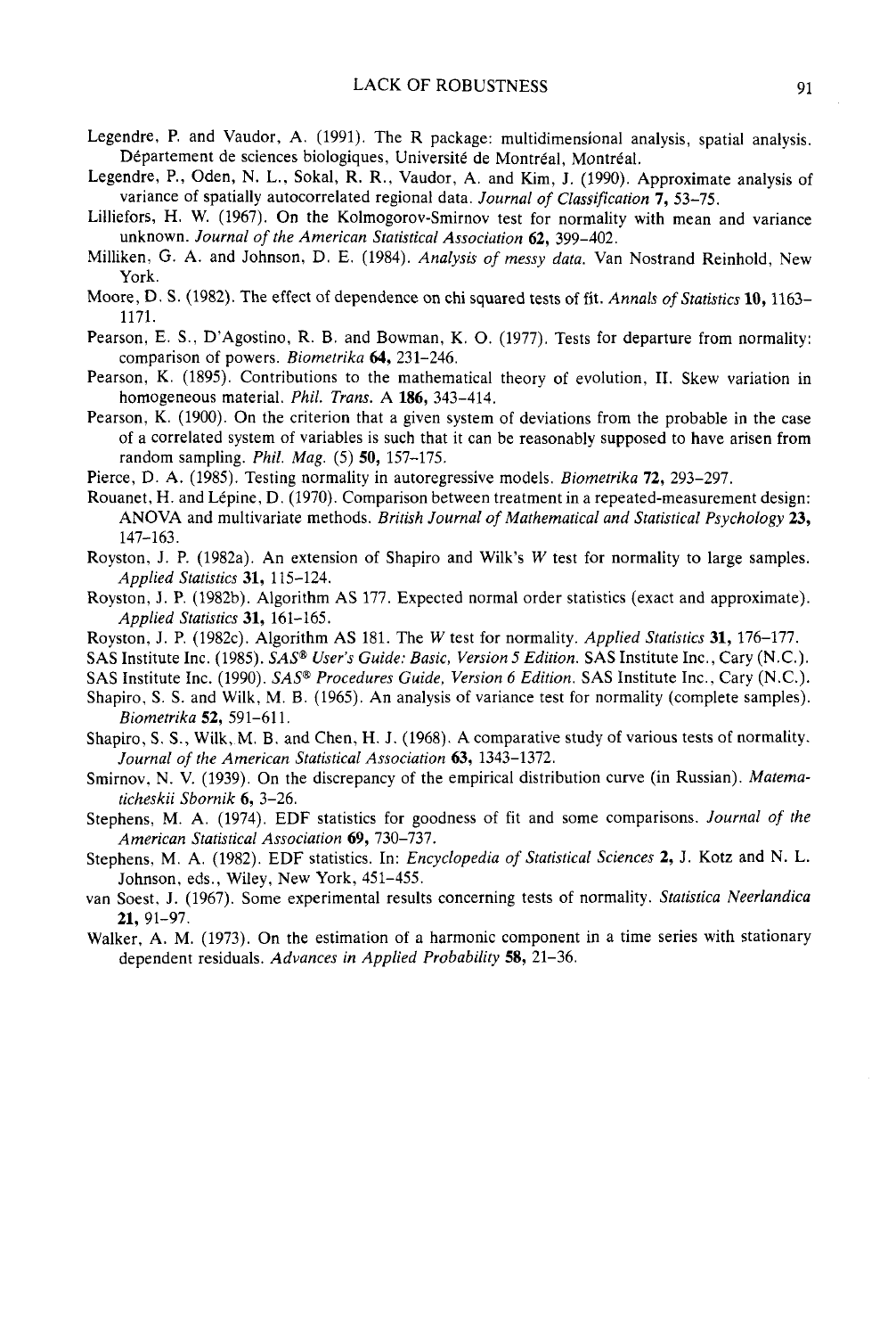Legendre, P. and Vaudor, A. (1991). The R package: multidimensional analysis, spatial analysis. Département de sciences biologiques, Université de Montréal, Montréal.

Legendre, P., Oden, N. L., Sokal, R. R., Vaudor, A. and Kim, J. (1990). Approximate analysis of variance of spatially autocorrelated regional data. *Journal of Classification* **7,** 53–75.

Lilliefors, H. W. (1967). On the Kolmogorov-Smirnov test for normality with mean and variance unknown. *Journal of the American Statistical Association* **62,** 399–402.

Milliken, G. A. and Johnson, D. E. (1984). *Analysis of messy data.* Van Nostrand Reinhold, New York.

Moore, D. S. (1982). The effect of dependence on chi squared tests of fit. *Annals of Statistics* **10,** 1163–1171.

Pearson, E. S., D'Agostino, R. B. and Bowman, K. O. (1977). Tests for departure from normality: comparison of powers. *Biometrika* **64,** 231–246.

Pearson, K. (1895). Contributions to the mathematical theory of evolution, II. Skew variation in homogeneous material. *Phil. Trans.* A **186,** 343–414.

Pearson, K. (1900). On the criterion that a given system of deviations from the probable in the case of a correlated system of variables is such that it can be reasonably supposed to have arisen from random sampling. *Phil. Mag.* (5) **50,** 157–175.

Pierce, D. A. (1985). Testing normality in autoregressive models. *Biometrika* **72,** 293–297.

Rouanet, H. and Lépine, D. (1970). Comparison between treatment in a repeated-measurement design: ANOVA and multivariate methods. *British Journal of Mathematical and Statistical Psychology* **23,** 147–163.

Royston, J. P. (1982a). An extension of Shapiro and Wilk's *W* test for normality to large samples. *Applied Statistics* **31,** 115–124.

Royston, J. P. (1982b). Algorithm AS 177. Expected normal order statistics (exact and approximate). *Applied Statistics* **31,** 161–165.

Royston, J. P. (1982c). Algorithm AS 181. The *W* test for normality. *Applied Statistics* **31,** 176–177.

SAS Institute Inc. (1985). *SAS® User's Guide: Basic, Version 5 Edition.* SAS Institute Inc., Cary (N.C.).

SAS Institute Inc. (1990). *SAS® Procedures Guide, Version 6 Edition.* SAS Institute Inc., Cary (N.C.).

Shapiro, S. S. and Wilk, M. B. (1965). An analysis of variance test for normality (complete samples). *Biometrika* **52,** 591–611.

Shapiro, S. S., Wilk, M. B. and Chen, H. J. (1968). A comparative study of various tests of normality. *Journal of the American Statistical Association* **63,** 1343–1372.

Smirnov, N. V. (1939). On the discrepancy of the empirical distribution curve (in Russian). *Matematicheskii Sbornik* **6,** 3–26.

Stephens, M. A. (1974). EDF statistics for goodness of fit and some comparisons. *Journal of the American Statistical Association* **69,** 730–737.

Stephens, M. A. (1982). EDF statistics. In: *Encyclopedia of Statistical Sciences* **2,** J. Kotz and N. L. Johnson, eds., Wiley, New York, 451–455.

van Soest, J. (1967). Some experimental results concerning tests of normality. *Statistica Neerlandica* **21,** 91–97.

Walker, A. M. (1973). On the estimation of a harmonic component in a time series with stationary dependent residuals. *Advances in Applied Probability* **58,** 21–36.